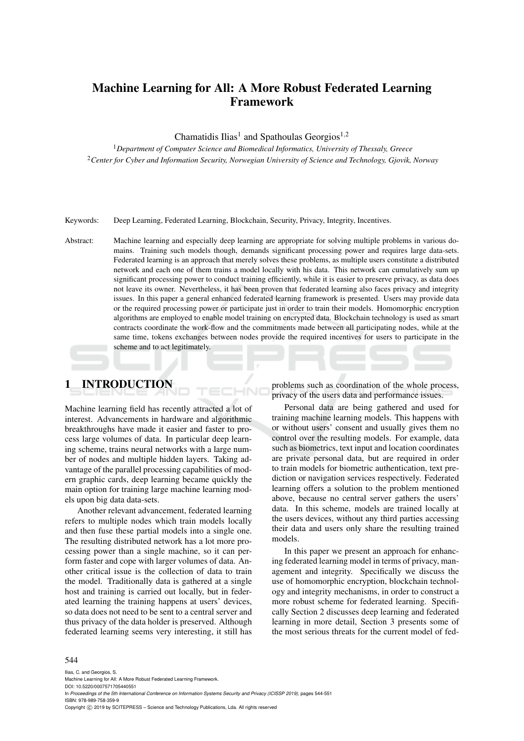# Machine Learning for All: A More Robust Federated Learning Framework

Chamatidis Ilias[1] and Spathoulas Georgios[1,2]

[1]*Department of Computer Science and Biomedical Informatics, University of Thessaly, Greece*
[2]*Center for Cyber and Information Security, Norwegian University of Science and Technology, Gjovik, Norway*

Keywords: Deep Learning, Federated Learning, Blockchain, Security, Privacy, Integrity, Incentives.

Abstract: Machine learning and especially deep learning are appropriate for solving multiple problems in various domains. Training such models though, demands significant processing power and requires large data-sets. Federated learning is an approach that merely solves these problems, as multiple users constitute a distributed network and each one of them trains a model locally with his data. This network can cumulatively sum up significant processing power to conduct training efficiently, while it is easier to preserve privacy, as data does not leave its owner. Nevertheless, it has been proven that federated learning also faces privacy and integrity issues. In this paper a general enhanced federated learning framework is presented. Users may provide data or the required processing power or participate just in order to train their models. Homomorphic encryption algorithms are employed to enable model training on encrypted data. Blockchain technology is used as smart contracts coordinate the work-flow and the commitments made between all participating nodes, while at the same time, tokens exchanges between nodes provide the required incentives for users to participate in the scheme and to act legitimately.

## 1 INTRODUCTION

Machine learning field has recently attracted a lot of interest. Advancements in hardware and algorithmic breakthroughs have made it easier and faster to process large volumes of data. In particular deep learning scheme, trains neural networks with a large number of nodes and multiple hidden layers. Taking advantage of the parallel processing capabilities of modern graphic cards, deep learning became quickly the main option for training large machine learning models upon big data data-sets.

Another relevant advancement, federated learning refers to multiple nodes which train models locally and then fuse these partial models into a single one. The resulting distributed network has a lot more processing power than a single machine, so it can perform faster and cope with larger volumes of data. Another critical issue is the collection of data to train the model. Traditionally data is gathered at a single host and training is carried out locally, but in federated learning the training happens at users' devices, so data does not need to be sent to a central server and thus privacy of the data holder is preserved. Although federated learning seems very interesting, it still has problems such as coordination of the whole process, privacy of the users data and performance issues.

Personal data are being gathered and used for training machine learning models. This happens with or without users' consent and usually gives them no control over the resulting models. For example, data such as biometrics, text input and location coordinates are private personal data, but are required in order to train models for biometric authentication, text prediction or navigation services respectively. Federated learning offers a solution to the problem mentioned above, because no central server gathers the users' data. In this scheme, models are trained locally at the users devices, without any third parties accessing their data and users only share the resulting trained models.

In this paper we present an approach for enhancing federated learning model in terms of privacy, management and integrity. Specifically we discuss the use of homomorphic encryption, blockchain technology and integrity mechanisms, in order to construct a more robust scheme for federated learning. Specifically Section 2 discusses deep learning and federated learning in more detail, Section 3 presents some of the most serious threats for the current model of fed-

Ilias, C. and Georgios, S.
Machine Learning for All: A More Robust Federated Learning Framework.
DOI: 10.5220/0007571705440551
In *Proceedings of the 5th International Conference on Information Systems Security and Privacy (ICISSP 2019)*, pages 544-551
ISBN: 978-989-758-359-9
Copyright © 2019 by SCITEPRESS – Science and Technology Publications, Lda. All rights reserved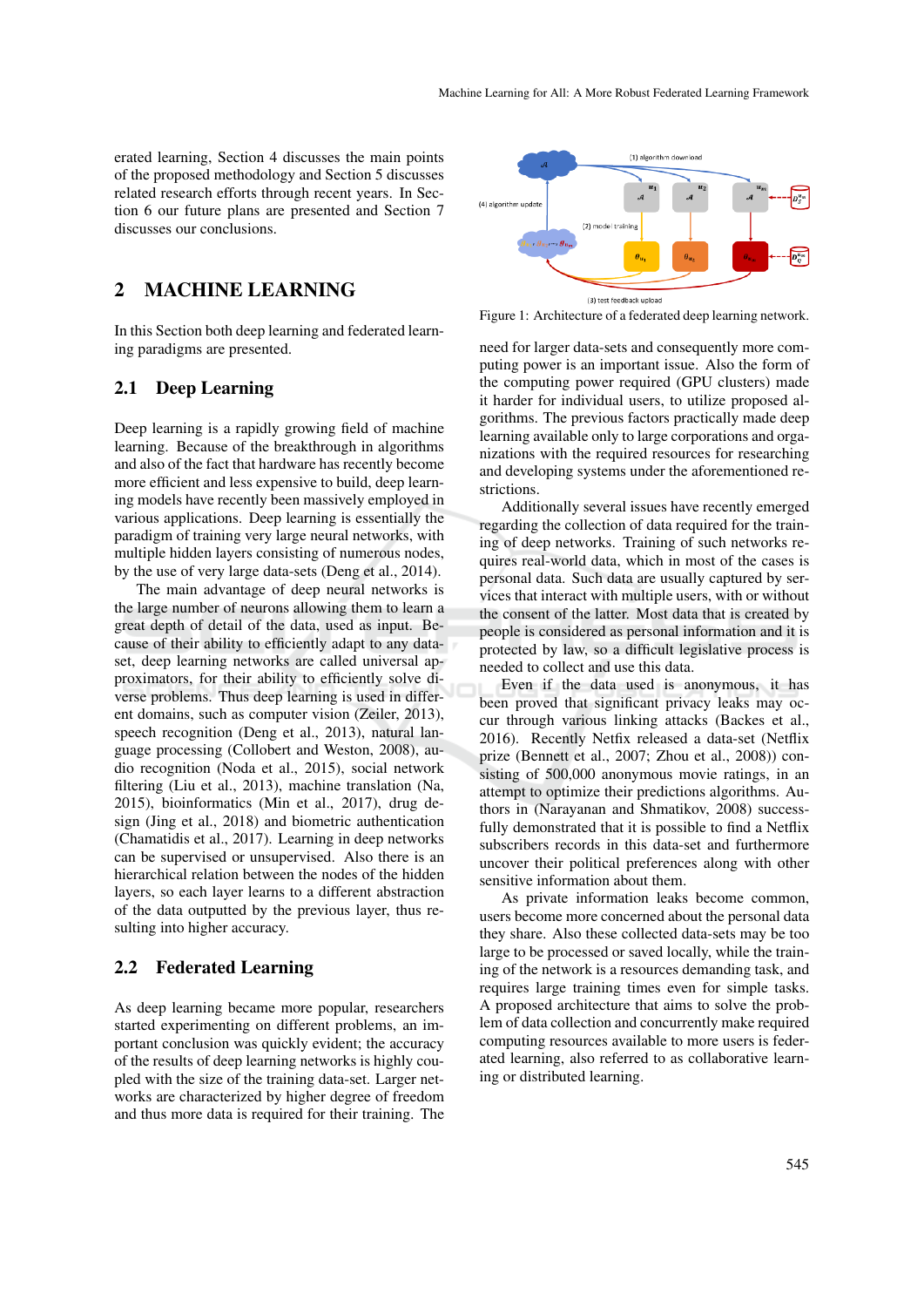erated learning, Section 4 discusses the main points of the proposed methodology and Section 5 discusses related research efforts through recent years. In Section 6 our future plans are presented and Section 7 discusses our conclusions.

## 2 MACHINE LEARNING

In this Section both deep learning and federated learning paradigms are presented.

### 2.1 Deep Learning

Deep learning is a rapidly growing field of machine learning. Because of the breakthrough in algorithms and also of the fact that hardware has recently become more efficient and less expensive to build, deep learning models have recently been massively employed in various applications. Deep learning is essentially the paradigm of training very large neural networks, with multiple hidden layers consisting of numerous nodes, by the use of very large data-sets (Deng et al., 2014).

The main advantage of deep neural networks is the large number of neurons allowing them to learn a great depth of detail of the data, used as input. Because of their ability to efficiently adapt to any dataset, deep learning networks are called universal approximators, for their ability to efficiently solve diverse problems. Thus deep learning is used in different domains, such as computer vision (Zeiler, 2013), speech recognition (Deng et al., 2013), natural language processing (Collobert and Weston, 2008), audio recognition (Noda et al., 2015), social network filtering (Liu et al., 2013), machine translation (Na, 2015), bioinformatics (Min et al., 2017), drug design (Jing et al., 2018) and biometric authentication (Chamatidis et al., 2017). Learning in deep networks can be supervised or unsupervised. Also there is an hierarchical relation between the nodes of the hidden layers, so each layer learns to a different abstraction of the data outputted by the previous layer, thus resulting into higher accuracy.

### 2.2 Federated Learning

As deep learning became more popular, researchers started experimenting on different problems, an important conclusion was quickly evident; the accuracy of the results of deep learning networks is highly coupled with the size of the training data-set. Larger networks are characterized by higher degree of freedom and thus more data is required for their training. The

Figure 1: Architecture of a federated deep learning network.

need for larger data-sets and consequently more computing power is an important issue. Also the form of the computing power required (GPU clusters) made it harder for individual users, to utilize proposed algorithms. The previous factors practically made deep learning available only to large corporations and organizations with the required resources for researching and developing systems under the aforementioned restrictions.

Additionally several issues have recently emerged regarding the collection of data required for the training of deep networks. Training of such networks requires real-world data, which in most of the cases is personal data. Such data are usually captured by services that interact with multiple users, with or without the consent of the latter. Most data that is created by people is considered as personal information and it is protected by law, so a difficult legislative process is needed to collect and use this data.

Even if the data used is anonymous, it has been proved that significant privacy leaks may occur through various linking attacks (Backes et al., 2016). Recently Netflix released a data-set (Netflix prize (Bennett et al., 2007; Zhou et al., 2008)) consisting of 500,000 anonymous movie ratings, in an attempt to optimize their predictions algorithms. Authors in (Narayanan and Shmatikov, 2008) successfully demonstrated that it is possible to find a Netflix subscribers records in this data-set and furthermore uncover their political preferences along with other sensitive information about them.

As private information leaks become common, users become more concerned about the personal data they share. Also these collected data-sets may be too large to be processed or saved locally, while the training of the network is a resources demanding task, and requires large training times even for simple tasks. A proposed architecture that aims to solve the problem of data collection and concurrently make required computing resources available to more users is federated learning, also referred to as collaborative learning or distributed learning.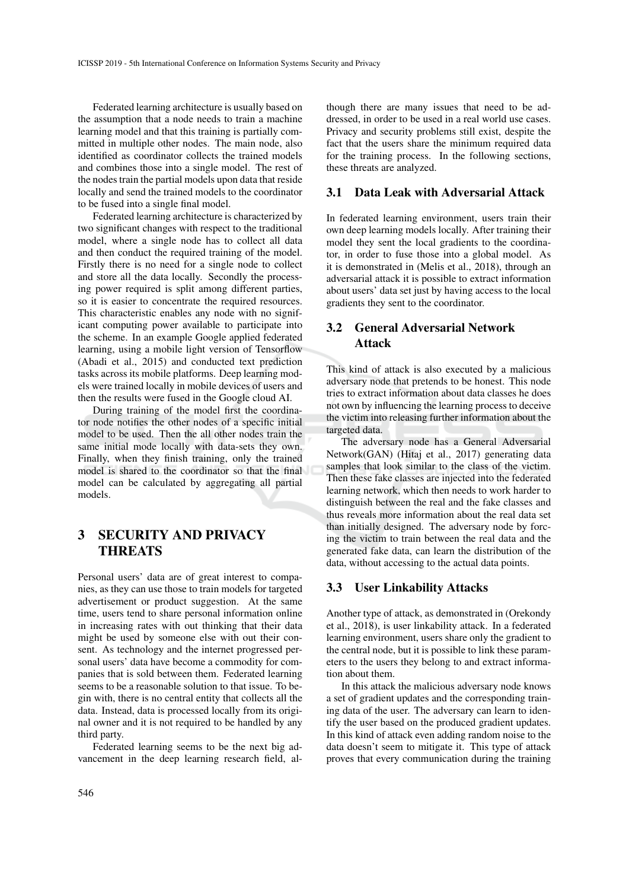Federated learning architecture is usually based on the assumption that a node needs to train a machine learning model and that this training is partially committed in multiple other nodes. The main node, also identified as coordinator collects the trained models and combines those into a single model. The rest of the nodes train the partial models upon data that reside locally and send the trained models to the coordinator to be fused into a single final model.

Federated learning architecture is characterized by two significant changes with respect to the traditional model, where a single node has to collect all data and then conduct the required training of the model. Firstly there is no need for a single node to collect and store all the data locally. Secondly the processing power required is split among different parties, so it is easier to concentrate the required resources. This characteristic enables any node with no significant computing power available to participate into the scheme. In an example Google applied federated learning, using a mobile light version of Tensorflow (Abadi et al., 2015) and conducted text prediction tasks across its mobile platforms. Deep learning models were trained locally in mobile devices of users and then the results were fused in the Google cloud AI.

During training of the model first the coordinator node notifies the other nodes of a specific initial model to be used. Then the all other nodes train the same initial mode locally with data-sets they own. Finally, when they finish training, only the trained model is shared to the coordinator so that the final model can be calculated by aggregating all partial models.

# 3 SECURITY AND PRIVACY THREATS

Personal users' data are of great interest to companies, as they can use those to train models for targeted advertisement or product suggestion. At the same time, users tend to share personal information online in increasing rates with out thinking that their data might be used by someone else with out their consent. As technology and the internet progressed personal users' data have become a commodity for companies that is sold between them. Federated learning seems to be a reasonable solution to that issue. To begin with, there is no central entity that collects all the data. Instead, data is processed locally from its original owner and it is not required to be handled by any third party.

Federated learning seems to be the next big advancement in the deep learning research field, although there are many issues that need to be addressed, in order to be used in a real world use cases. Privacy and security problems still exist, despite the fact that the users share the minimum required data for the training process. In the following sections, these threats are analyzed.

## 3.1 Data Leak with Adversarial Attack

In federated learning environment, users train their own deep learning models locally. After training their model they sent the local gradients to the coordinator, in order to fuse those into a global model. As it is demonstrated in (Melis et al., 2018), through an adversarial attack it is possible to extract information about users' data set just by having access to the local gradients they sent to the coordinator.

## 3.2 General Adversarial Network Attack

This kind of attack is also executed by a malicious adversary node that pretends to be honest. This node tries to extract information about data classes he does not own by influencing the learning process to deceive the victim into releasing further information about the targeted data.

The adversary node has a General Adversarial Network(GAN) (Hitaj et al., 2017) generating data samples that look similar to the class of the victim. Then these fake classes are injected into the federated learning network, which then needs to work harder to distinguish between the real and the fake classes and thus reveals more information about the real data set than initially designed. The adversary node by forcing the victim to train between the real data and the generated fake data, can learn the distribution of the data, without accessing to the actual data points.

## 3.3 User Linkability Attacks

Another type of attack, as demonstrated in (Orekondy et al., 2018), is user linkability attack. In a federated learning environment, users share only the gradient to the central node, but it is possible to link these parameters to the users they belong to and extract information about them.

In this attack the malicious adversary node knows a set of gradient updates and the corresponding training data of the user. The adversary can learn to identify the user based on the produced gradient updates. In this kind of attack even adding random noise to the data doesn't seem to mitigate it. This type of attack proves that every communication during the training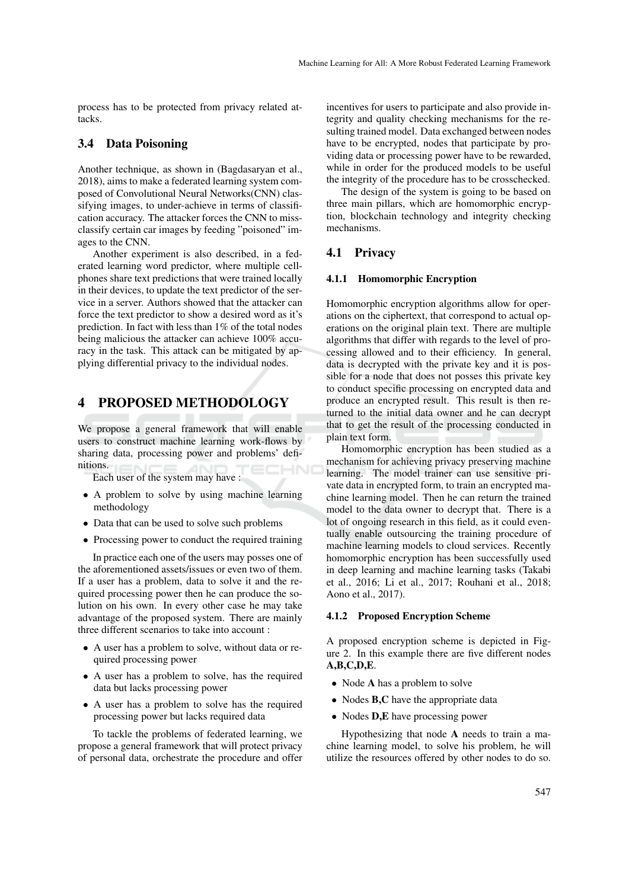process has to be protected from privacy related attacks.

### 3.4 Data Poisoning

Another technique, as shown in (Bagdasaryan et al., 2018), aims to make a federated learning system composed of Convolutional Neural Networks(CNN) classifying images, to under-achieve in terms of classification accuracy. The attacker forces the CNN to missclassify certain car images by feeding "poisoned" images to the CNN.

Another experiment is also described, in a federated learning word predictor, where multiple cellphones share text predictions that were trained locally in their devices, to update the text predictor of the service in a server. Authors showed that the attacker can force the text predictor to show a desired word as it's prediction. In fact with less than 1% of the total nodes being malicious the attacker can achieve 100% accuracy in the task. This attack can be mitigated by applying differential privacy to the individual nodes.

## 4 PROPOSED METHODOLOGY

We propose a general framework that will enable users to construct machine learning work-flows by sharing data, processing power and problems' definitions.

Each user of the system may have :

- A problem to solve by using machine learning methodology
- Data that can be used to solve such problems
- Processing power to conduct the required training

In practice each one of the users may posses one of the aforementioned assets/issues or even two of them. If a user has a problem, data to solve it and the required processing power then he can produce the solution on his own. In every other case he may take advantage of the proposed system. There are mainly three different scenarios to take into account :

- A user has a problem to solve, without data or required processing power
- A user has a problem to solve, has the required data but lacks processing power
- A user has a problem to solve has the required processing power but lacks required data

To tackle the problems of federated learning, we propose a general framework that will protect privacy of personal data, orchestrate the procedure and offer incentives for users to participate and also provide integrity and quality checking mechanisms for the resulting trained model. Data exchanged between nodes have to be encrypted, nodes that participate by providing data or processing power have to be rewarded, while in order for the produced models to be useful the integrity of the procedure has to be crosschecked.

The design of the system is going to be based on three main pillars, which are homomorphic encryption, blockchain technology and integrity checking mechanisms.

### 4.1 Privacy

#### 4.1.1 Homomorphic Encryption

Homomorphic encryption algorithms allow for operations on the ciphertext, that correspond to actual operations on the original plain text. There are multiple algorithms that differ with regards to the level of processing allowed and to their efficiency. In general, data is decrypted with the private key and it is possible for a node that does not posses this private key to conduct specific processing on encrypted data and produce an encrypted result. This result is then returned to the initial data owner and he can decrypt that to get the result of the processing conducted in plain text form.

Homomorphic encryption has been studied as a mechanism for achieving privacy preserving machine learning. The model trainer can use sensitive private data in encrypted form, to train an encrypted machine learning model. Then he can return the trained model to the data owner to decrypt that. There is a lot of ongoing research in this field, as it could eventually enable outsourcing the training procedure of machine learning models to cloud services. Recently homomorphic encryption has been successfully used in deep learning and machine learning tasks (Takabi et al., 2016; Li et al., 2017; Rouhani et al., 2018; Aono et al., 2017).

#### 4.1.2 Proposed Encryption Scheme

A proposed encryption scheme is depicted in Figure 2. In this example there are five different nodes **A,B,C,D,E**.

- Node **A** has a problem to solve
- Nodes **B,C** have the appropriate data
- Nodes **D,E** have processing power

Hypothesizing that node **A** needs to train a machine learning model, to solve his problem, he will utilize the resources offered by other nodes to do so.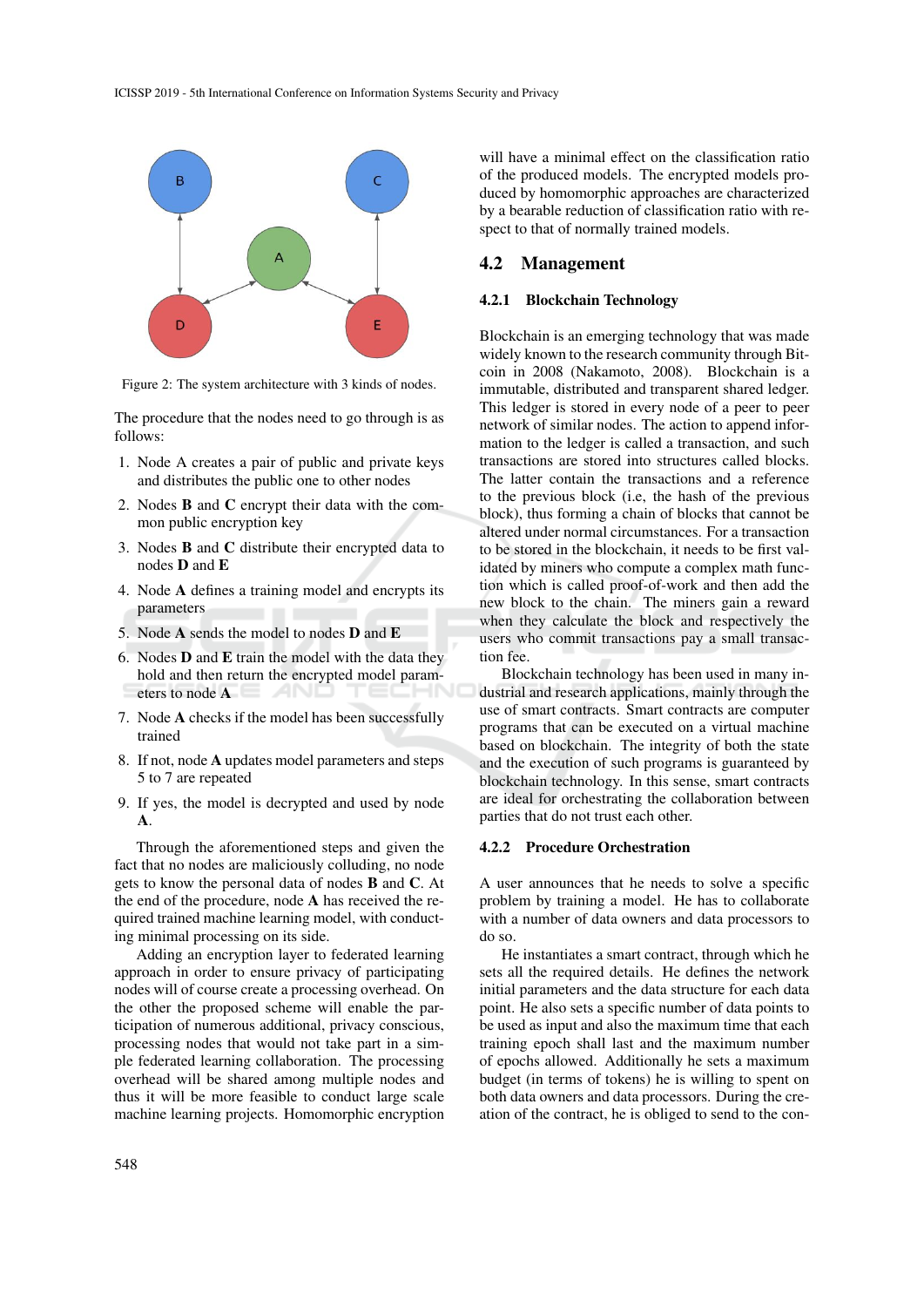Figure 2: The system architecture with 3 kinds of nodes.

The procedure that the nodes need to go through is as follows:

1. Node A creates a pair of public and private keys and distributes the public one to other nodes
2. Nodes **B** and **C** encrypt their data with the common public encryption key
3. Nodes **B** and **C** distribute their encrypted data to nodes **D** and **E**
4. Node **A** defines a training model and encrypts its parameters
5. Node **A** sends the model to nodes **D** and **E**
6. Nodes **D** and **E** train the model with the data they hold and then return the encrypted model parameters to node **A**
7. Node **A** checks if the model has been successfully trained
8. If not, node **A** updates model parameters and steps 5 to 7 are repeated
9. If yes, the model is decrypted and used by node **A**.

Through the aforementioned steps and given the fact that no nodes are maliciously colluding, no node gets to know the personal data of nodes **B** and **C**. At the end of the procedure, node **A** has received the required trained machine learning model, with conducting minimal processing on its side.

Adding an encryption layer to federated learning approach in order to ensure privacy of participating nodes will of course create a processing overhead. On the other hand the proposed scheme will enable the participation of numerous additional, privacy conscious, processing nodes that would not take part in a simple federated learning collaboration. The processing overhead will be shared among multiple nodes and thus it will be more feasible to conduct large scale machine learning projects. Homomorphic encryption will have a minimal effect on the classification ratio of the produced models. The encrypted models produced by homomorphic approaches are characterized by a bearable reduction of classification ratio with respect to that of normally trained models.

## 4.2 Management

### 4.2.1 Blockchain Technology

Blockchain is an emerging technology that was made widely known to the research community through Bitcoin in 2008 (Nakamoto, 2008). Blockchain is a immutable, distributed and transparent shared ledger. This ledger is stored in every node of a peer to peer network of similar nodes. The action to append information to the ledger is called a transaction, and such transactions are stored into structures called blocks. The latter contain the transactions and a reference to the previous block (i.e, the hash of the previous block), thus forming a chain of blocks that cannot be altered under normal circumstances. For a transaction to be stored in the blockchain, it needs to be first validated by miners who compute a complex math function which is called proof-of-work and then add the new block to the chain. The miners gain a reward when they calculate the block and respectively the users who commit transactions pay a small transaction fee.

Blockchain technology has been used in many industrial and research applications, mainly through the use of smart contracts. Smart contracts are computer programs that can be executed on a virtual machine based on blockchain. The integrity of both the state and the execution of such programs is guaranteed by blockchain technology. In this sense, smart contracts are ideal for orchestrating the collaboration between parties that do not trust each other.

### 4.2.2 Procedure Orchestration

A user announces that he needs to solve a specific problem by training a model. He has to collaborate with a number of data owners and data processors to do so.

He instantiates a smart contract, through which he sets all the required details. He defines the network initial parameters and the data structure for each data point. He also sets a specific number of data points to be used as input and also the maximum time that each training epoch shall last and the maximum number of epochs allowed. Additionally he sets a maximum budget (in terms of tokens) he is willing to spent on both data owners and data processors. During the creation of the contract, he is obliged to send to the con-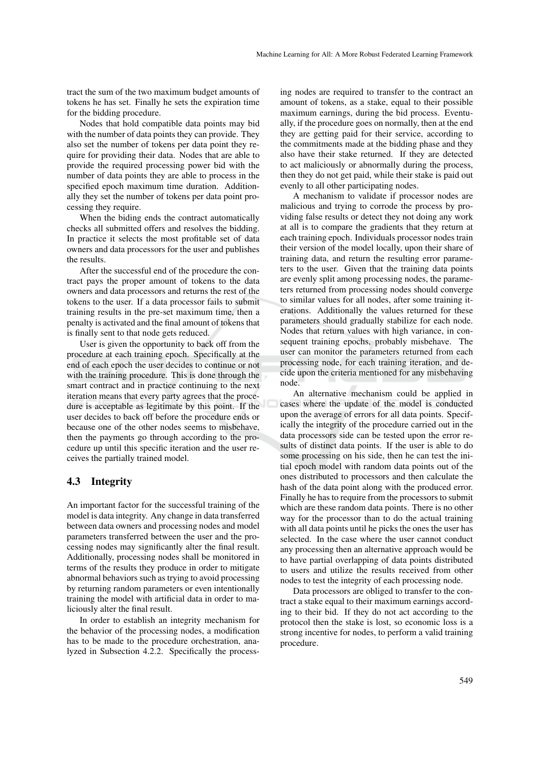tract the sum of the two maximum budget amounts of tokens he has set. Finally he sets the expiration time for the bidding procedure.

Nodes that hold compatible data points may bid with the number of data points they can provide. They also set the number of tokens per data point they require for providing their data. Nodes that are able to provide the required processing power bid with the number of data points they are able to process in the specified epoch maximum time duration. Additionally they set the number of tokens per data point processing they require.

When the biding ends the contract automatically checks all submitted offers and resolves the bidding. In practice it selects the most profitable set of data owners and data processors for the user and publishes the results.

After the successful end of the procedure the contract pays the proper amount of tokens to the data owners and data processors and returns the rest of the tokens to the user. If a data processor fails to submit training results in the pre-set maximum time, then a penalty is activated and the final amount of tokens that is finally sent to that node gets reduced.

User is given the opportunity to back off from the procedure at each training epoch. Specifically at the end of each epoch the user decides to continue or not with the training procedure. This is done through the smart contract and in practice continuing to the next iteration means that every party agrees that the procedure is acceptable as legitimate by this point. If the user decides to back off before the procedure ends or because one of the other nodes seems to misbehave, then the payments go through according to the procedure up until this specific iteration and the user receives the partially trained model.

### 4.3 Integrity

An important factor for the successful training of the model is data integrity. Any change in data transferred between data owners and processing nodes and model parameters transferred between the user and the processing nodes may significantly alter the final result. Additionally, processing nodes shall be monitored in terms of the results they produce in order to mitigate abnormal behaviors such as trying to avoid processing by returning random parameters or even intentionally training the model with artificial data in order to maliciously alter the final result.

In order to establish an integrity mechanism for the behavior of the processing nodes, a modification has to be made to the procedure orchestration, analyzed in Subsection 4.2.2. Specifically the processing nodes are required to transfer to the contract an amount of tokens, as a stake, equal to their possible maximum earnings, during the bid process. Eventually, if the procedure goes on normally, then at the end they are getting paid for their service, according to the commitments made at the bidding phase and they also have their stake returned. If they are detected to act maliciously or abnormally during the process, then they do not get paid, while their stake is paid out evenly to all other participating nodes.

A mechanism to validate if processor nodes are malicious and trying to corrode the process by providing false results or detect they not doing any work at all is to compare the gradients that they return at each training epoch. Individuals processor nodes train their version of the model locally, upon their share of training data, and return the resulting error parameters to the user. Given that the training data points are evenly split among processing nodes, the parameters returned from processing nodes should converge to similar values for all nodes, after some training iterations. Additionally the values returned for these parameters should gradually stabilize for each node. Nodes that return values with high variance, in consequent training epochs, probably misbehave. The user can monitor the parameters returned from each processing node, for each training iteration, and decide upon the criteria mentioned for any misbehaving node.

An alternative mechanism could be applied in cases where the update of the model is conducted upon the average of errors for all data points. Specifically the integrity of the procedure carried out in the data processors side can be tested upon the error results of distinct data points. If the user is able to do some processing on his side, then he can test the initial epoch model with random data points out of the ones distributed to processors and then calculate the hash of the data point along with the produced error. Finally he has to require from the processors to submit which are these random data points. There is no other way for the processor than to do the actual training with all data points until he picks the ones the user has selected. In the case where the user cannot conduct any processing then an alternative approach would be to have partial overlapping of data points distributed to users and utilize the results received from other nodes to test the integrity of each processing node.

Data processors are obliged to transfer to the contract a stake equal to their maximum earnings according to their bid. If they do not act according to the protocol then the stake is lost, so economic loss is a strong incentive for nodes, to perform a valid training procedure.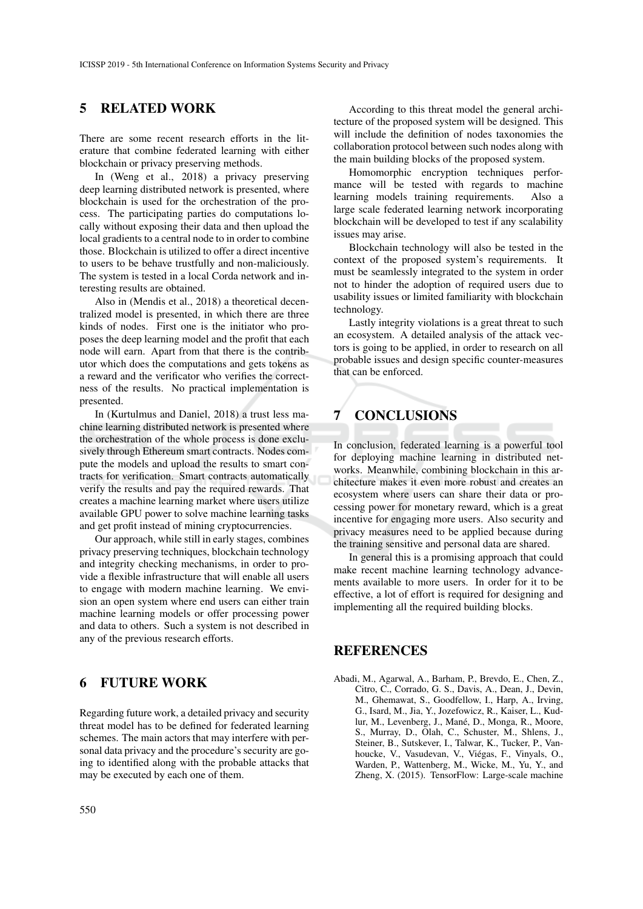## 5 RELATED WORK

There are some recent research efforts in the literature that combine federated learning with either blockchain or privacy preserving methods.

In (Weng et al., 2018) a privacy preserving deep learning distributed network is presented, where blockchain is used for the orchestration of the process. The participating parties do computations locally without exposing their data and then upload the local gradients to a central node to in order to combine those. Blockchain is utilized to offer a direct incentive to users to be behave trustfully and non-maliciously. The system is tested in a local Corda network and interesting results are obtained.

Also in (Mendis et al., 2018) a theoretical decentralized model is presented, in which there are three kinds of nodes. First one is the initiator who proposes the deep learning model and the profit that each node will earn. Apart from that there is the contributor which does the computations and gets tokens as a reward and the verificator who verifies the correctness of the results. No practical implementation is presented.

In (Kurtulmus and Daniel, 2018) a trust less machine learning distributed network is presented where the orchestration of the whole process is done exclusively through Ethereum smart contracts. Nodes compute the models and upload the results to smart contracts for verification. Smart contracts automatically verify the results and pay the required rewards. That creates a machine learning market where users utilize available GPU power to solve machine learning tasks and get profit instead of mining cryptocurrencies.

Our approach, while still in early stages, combines privacy preserving techniques, blockchain technology and integrity checking mechanisms, in order to provide a flexible infrastructure that will enable all users to engage with modern machine learning. We envision an open system where end users can either train machine learning models or offer processing power and data to others. Such a system is not described in any of the previous research efforts.

## 6 FUTURE WORK

Regarding future work, a detailed privacy and security threat model has to be defined for federated learning schemes. The main actors that may interfere with personal data privacy and the procedure's security are going to identified along with the probable attacks that may be executed by each one of them.

According to this threat model the general architecture of the proposed system will be designed. This will include the definition of nodes taxonomies the collaboration protocol between such nodes along with the main building blocks of the proposed system.

Homomorphic encryption techniques performance will be tested with regards to machine learning models training requirements. Also a large scale federated learning network incorporating blockchain will be developed to test if any scalability issues may arise.

Blockchain technology will also be tested in the context of the proposed system's requirements. It must be seamlessly integrated to the system in order not to hinder the adoption of required users due to usability issues or limited familiarity with blockchain technology.

Lastly integrity violations is a great threat to such an ecosystem. A detailed analysis of the attack vectors is going to be applied, in order to research on all probable issues and design specific counter-measures that can be enforced.

## 7 CONCLUSIONS

In conclusion, federated learning is a powerful tool for deploying machine learning in distributed networks. Meanwhile, combining blockchain in this architecture makes it even more robust and creates an ecosystem where users can share their data or processing power for monetary reward, which is a great incentive for engaging more users. Also security and privacy measures need to be applied because during the training sensitive and personal data are shared.

In general this is a promising approach that could make recent machine learning technology advancements available to more users. In order for it to be effective, a lot of effort is required for designing and implementing all the required building blocks.

## REFERENCES

Abadi, M., Agarwal, A., Barham, P., Brevdo, E., Chen, Z., Citro, C., Corrado, G. S., Davis, A., Dean, J., Devin, M., Ghemawat, S., Goodfellow, I., Harp, A., Irving, G., Isard, M., Jia, Y., Jozefowicz, R., Kaiser, L., Kudlur, M., Levenberg, J., Mané, D., Monga, R., Moore, S., Murray, D., Olah, C., Schuster, M., Shlens, J., Steiner, B., Sutskever, I., Talwar, K., Tucker, P., Vanhoucke, V., Vasudevan, V., Viégas, F., Vinyals, O., Warden, P., Wattenberg, M., Wicke, M., Yu, Y., and Zheng, X. (2015). TensorFlow: Large-scale machine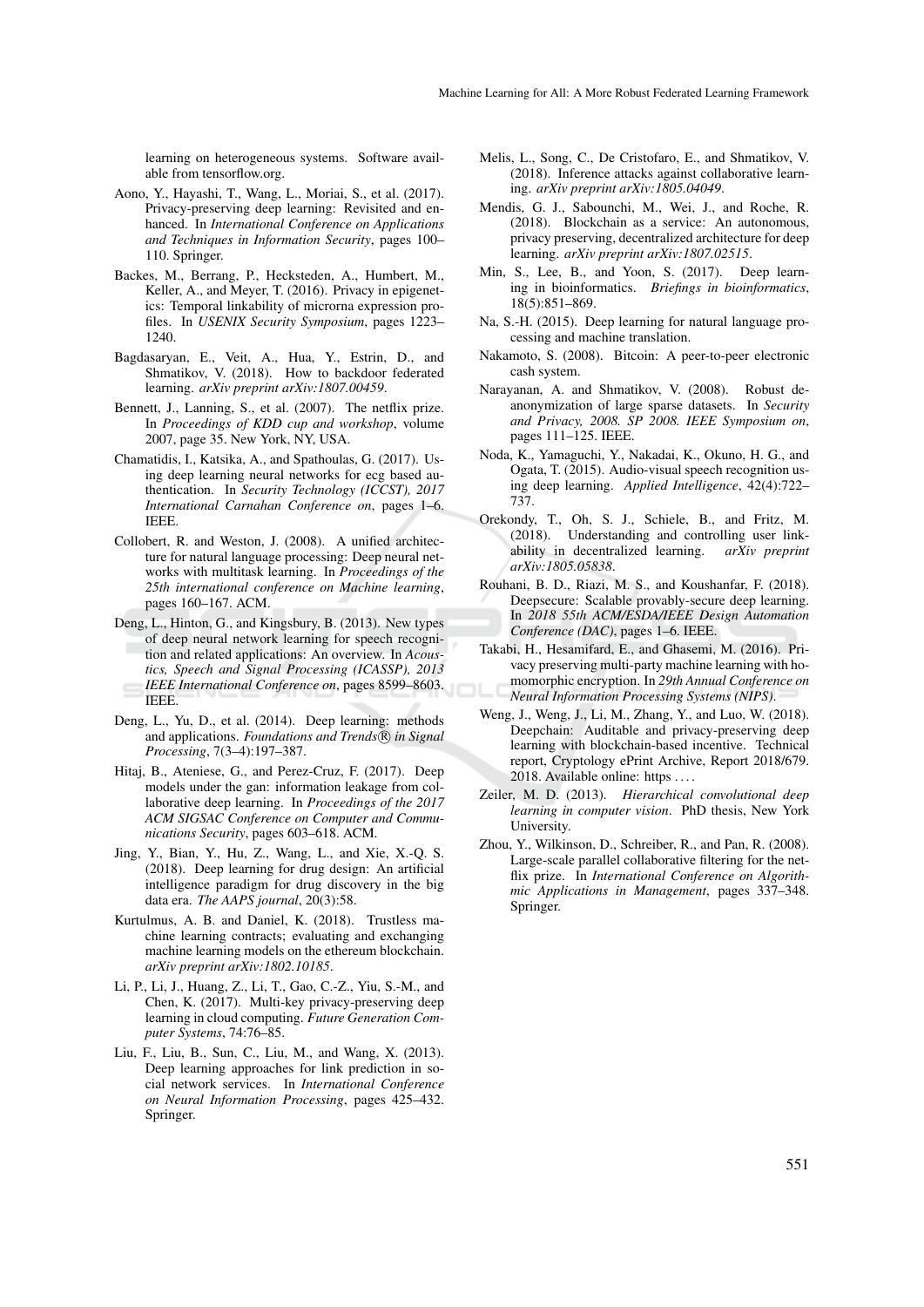learning on heterogeneous systems. Software available from tensorflow.org.

Aono, Y., Hayashi, T., Wang, L., Moriai, S., et al. (2017). Privacy-preserving deep learning: Revisited and enhanced. In *International Conference on Applications and Techniques in Information Security*, pages 100–110. Springer.

Backes, M., Berrang, P., Hecksteden, A., Humbert, M., Keller, A., and Meyer, T. (2016). Privacy in epigenetics: Temporal linkability of microrna expression profiles. In *USENIX Security Symposium*, pages 1223–1240.

Bagdasaryan, E., Veit, A., Hua, Y., Estrin, D., and Shmatikov, V. (2018). How to backdoor federated learning. *arXiv preprint arXiv:1807.00459*.

Bennett, J., Lanning, S., et al. (2007). The netflix prize. In *Proceedings of KDD cup and workshop*, volume 2007, page 35. New York, NY, USA.

Chamatidis, I., Katsika, A., and Spathoulas, G. (2017). Using deep learning neural networks for ecg based authentication. In *Security Technology (ICCST), 2017 International Carnahan Conference on*, pages 1–6. IEEE.

Collobert, R. and Weston, J. (2008). A unified architecture for natural language processing: Deep neural networks with multitask learning. In *Proceedings of the 25th international conference on Machine learning*, pages 160–167. ACM.

Deng, L., Hinton, G., and Kingsbury, B. (2013). New types of deep neural network learning for speech recognition and related applications: An overview. In *Acoustics, Speech and Signal Processing (ICASSP), 2013 IEEE International Conference on*, pages 8599–8603. IEEE.

Deng, L., Yu, D., et al. (2014). Deep learning: methods and applications. *Foundations and Trends® in Signal Processing*, 7(3–4):197–387.

Hitaj, B., Ateniese, G., and Perez-Cruz, F. (2017). Deep models under the gan: information leakage from collaborative deep learning. In *Proceedings of the 2017 ACM SIGSAC Conference on Computer and Communications Security*, pages 603–618. ACM.

Jing, Y., Bian, Y., Hu, Z., Wang, L., and Xie, X.-Q. S. (2018). Deep learning for drug design: An artificial intelligence paradigm for drug discovery in the big data era. *The AAPS journal*, 20(3):58.

Kurtulmus, A. B. and Daniel, K. (2018). Trustless machine learning contracts; evaluating and exchanging machine learning models on the ethereum blockchain. *arXiv preprint arXiv:1802.10185*.

Li, P., Li, J., Huang, Z., Li, T., Gao, C.-Z., Yiu, S.-M., and Chen, K. (2017). Multi-key privacy-preserving deep learning in cloud computing. *Future Generation Computer Systems*, 74:76–85.

Liu, F., Liu, B., Sun, C., Liu, M., and Wang, X. (2013). Deep learning approaches for link prediction in social network services. In *International Conference on Neural Information Processing*, pages 425–432. Springer.

Melis, L., Song, C., De Cristofaro, E., and Shmatikov, V. (2018). Inference attacks against collaborative learning. *arXiv preprint arXiv:1805.04049*.

Mendis, G. J., Sabounchi, M., Wei, J., and Roche, R. (2018). Blockchain as a service: An autonomous, privacy preserving, decentralized architecture for deep learning. *arXiv preprint arXiv:1807.02515*.

Min, S., Lee, B., and Yoon, S. (2017). Deep learning in bioinformatics. *Briefings in bioinformatics*, 18(5):851–869.

Na, S.-H. (2015). Deep learning for natural language processing and machine translation.

Nakamoto, S. (2008). Bitcoin: A peer-to-peer electronic cash system.

Narayanan, A. and Shmatikov, V. (2008). Robust de-anonymization of large sparse datasets. In *Security and Privacy, 2008. SP 2008. IEEE Symposium on*, pages 111–125. IEEE.

Noda, K., Yamaguchi, Y., Nakadai, K., Okuno, H. G., and Ogata, T. (2015). Audio-visual speech recognition using deep learning. *Applied Intelligence*, 42(4):722–737.

Orekondy, T., Oh, S. J., Schiele, B., and Fritz, M. (2018). Understanding and controlling user linkability in decentralized learning. *arXiv preprint arXiv:1805.05838*.

Rouhani, B. D., Riazi, M. S., and Koushanfar, F. (2018). Deepsecure: Scalable provably-secure deep learning. In *2018 55th ACM/ESDA/IEEE Design Automation Conference (DAC)*, pages 1–6. IEEE.

Takabi, H., Hesamifard, E., and Ghasemi, M. (2016). Privacy preserving multi-party machine learning with homomorphic encryption. In *29th Annual Conference on Neural Information Processing Systems (NIPS)*.

Weng, J., Weng, J., Li, M., Zhang, Y., and Luo, W. (2018). Deepchain: Auditable and privacy-preserving deep learning with blockchain-based incentive. Technical report, Cryptology ePrint Archive, Report 2018/679. 2018. Available online: https ....

Zeiler, M. D. (2013). *Hierarchical convolutional deep learning in computer vision*. PhD thesis, New York University.

Zhou, Y., Wilkinson, D., Schreiber, R., and Pan, R. (2008). Large-scale parallel collaborative filtering for the netflix prize. In *International Conference on Algorithmic Applications in Management*, pages 337–348. Springer.